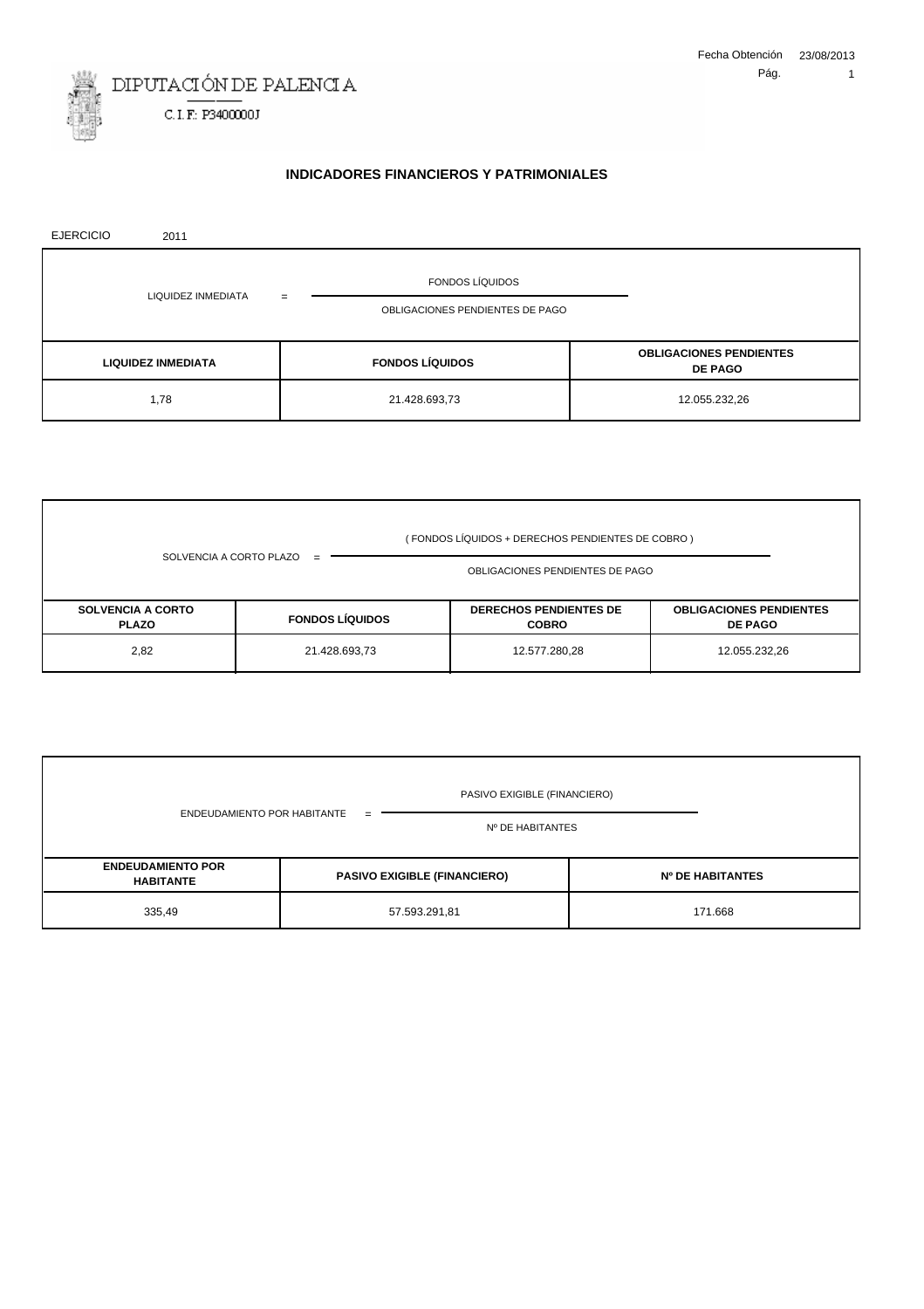DIPUTACIÓN DE PALENCIA

C.I.F.: P3400000J

Fecha Obtención 23/08/2013

# INDICADORES FINANCIEROS Y PATRIMONIALES

EJERCICIO 2011

$$\text{LIQUIDEZ INMEDIATA} = \frac{\text{FONDOS LÍQUIDOS}}{\text{OBLIGACIONES PENDIENTES DE PAGO}}$$

| LIQUIDEZ INMEDIATA | FONDOS LÍQUIDOS | OBLIGACIONES PENDIENTES DE PAGO |
|---|---|---|
| 1,78 | 21.428.693,73 | 12.055.232,26 |

$$\text{SOLVENCIA A CORTO PLAZO} = \frac{\text{( FONDOS LÍQUIDOS + DERECHOS PENDIENTES DE COBRO )}}{\text{OBLIGACIONES PENDIENTES DE PAGO}}$$

| SOLVENCIA A CORTO PLAZO | FONDOS LÍQUIDOS | DERECHOS PENDIENTES DE COBRO | OBLIGACIONES PENDIENTES DE PAGO |
|---|---|---|---|
| 2,82 | 21.428.693,73 | 12.577.280,28 | 12.055.232,26 |

$$\text{ENDEUDAMIENTO POR HABITANTE} = \frac{\text{PASIVO EXIGIBLE (FINANCIERO)}}{\text{Nº DE HABITANTES}}$$

| ENDEUDAMIENTO POR HABITANTE | PASIVO EXIGIBLE (FINANCIERO) | Nº DE HABITANTES |
|---|---|---|
| 335,49 | 57.593.291,81 | 171.668 |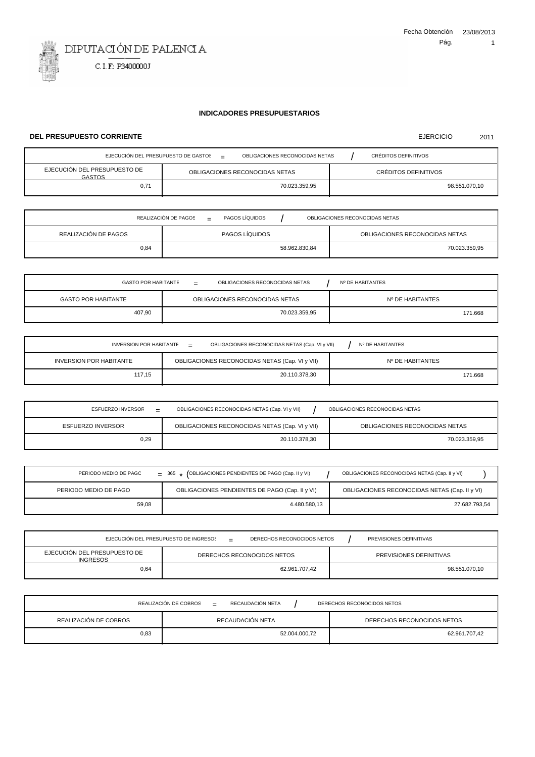DIPUTACIÓN DE PALENCIA

C.I.F.: P3400000J

Fecha Obtención 23/08/2013

# INDICADORES PRESUPUESTARIOS

## DEL PRESUPUESTO CORRIENTE

EJERCICIO 2011

| EJECUCIÓN DEL PRESUPUESTO DE GASTOS = OBLIGACIONES RECONOCIDAS NETAS / CRÉDITOS DEFINITIVOS | | |
|---|---|---|
| EJECUCIÓN DEL PRESUPUESTO DE GASTOS | OBLIGACIONES RECONOCIDAS NETAS | CRÉDITOS DEFINITIVOS |
| 0,71 | 70.023.359,95 | 98.551.070,10 |

| REALIZACIÓN DE PAGOS = PAGOS LÍQUIDOS / OBLIGACIONES RECONOCIDAS NETAS | | |
|---|---|---|
| REALIZACIÓN DE PAGOS | PAGOS LÍQUIDOS | OBLIGACIONES RECONOCIDAS NETAS |
| 0,84 | 58.962.830,84 | 70.023.359,95 |

| GASTO POR HABITANTE = OBLIGACIONES RECONOCIDAS NETAS / Nº DE HABITANTES | | |
|---|---|---|
| GASTO POR HABITANTE | OBLIGACIONES RECONOCIDAS NETAS | Nº DE HABITANTES |
| 407,90 | 70.023.359,95 | 171.668 |

| INVERSION POR HABITANTE = OBLIGACIONES RECONOCIDAS NETAS (Cap. VI y VII) / Nº DE HABITANTES | | |
|---|---|---|
| INVERSION POR HABITANTE | OBLIGACIONES RECONOCIDAS NETAS (Cap. VI y VII) | Nº DE HABITANTES |
| 117,15 | 20.110.378,30 | 171.668 |

| ESFUERZO INVERSOR = OBLIGACIONES RECONOCIDAS NETAS (Cap. VI y VII) / OBLIGACIONES RECONOCIDAS NETAS | | |
|---|---|---|
| ESFUERZO INVERSOR | OBLIGACIONES RECONOCIDAS NETAS (Cap. VI y VII) | OBLIGACIONES RECONOCIDAS NETAS |
| 0,29 | 20.110.378,30 | 70.023.359,95 |

| PERIODO MEDIO DE PAGO = 365 * (OBLIGACIONES PENDIENTES DE PAGO (Cap. II y VI) / OBLIGACIONES RECONOCIDAS NETAS (Cap. II y VI)) | | |
|---|---|---|
| PERIODO MEDIO DE PAGO | OBLIGACIONES PENDIENTES DE PAGO (Cap. II y VI) | OBLIGACIONES RECONOCIDAS NETAS (Cap. II y VI) |
| 59,08 | 4.480.580,13 | 27.682.793,54 |

| EJECUCIÓN DEL PRESUPUESTO DE INGRESOS = DERECHOS RECONOCIDOS NETOS / PREVISIONES DEFINITIVAS | | |
|---|---|---|
| EJECUCIÓN DEL PRESUPUESTO DE INGRESOS | DERECHOS RECONOCIDOS NETOS | PREVISIONES DEFINITIVAS |
| 0,64 | 62.961.707,42 | 98.551.070,10 |

| REALIZACIÓN DE COBROS = RECAUDACIÓN NETA / DERECHOS RECONOCIDOS NETOS | | |
|---|---|---|
| REALIZACIÓN DE COBROS | RECAUDACIÓN NETA | DERECHOS RECONOCIDOS NETOS |
| 0,83 | 52.004.000,72 | 62.961.707,42 |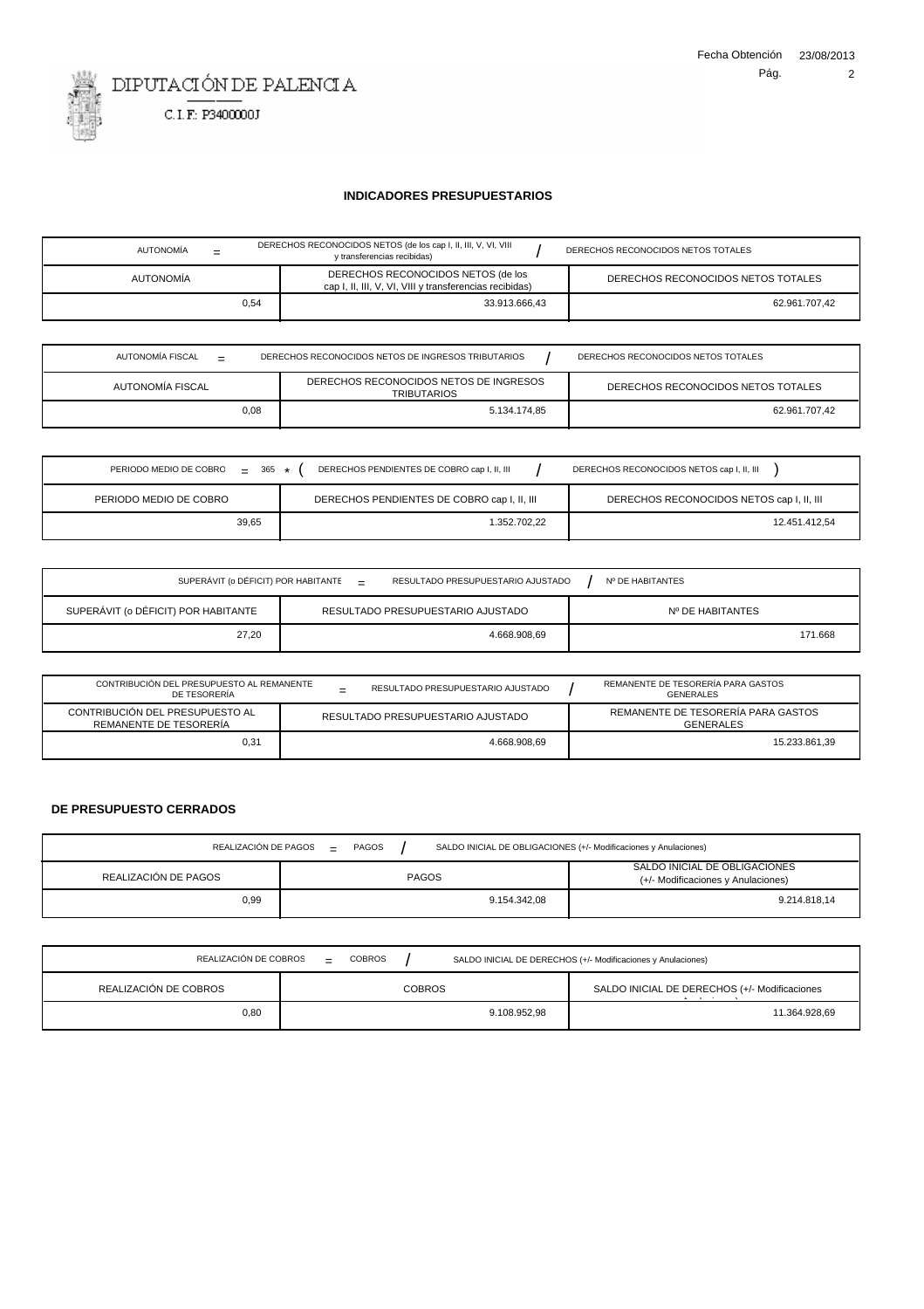DIPUTACIÓN DE PALENCIA

C.I.F.: P3400000J

Fecha Obtención 23/08/2013

## INDICADORES PRESUPUESTARIOS

AUTONOMÍA = DERECHOS RECONOCIDOS NETOS (de los cap I, II, III, V, VI, VIII y transferencias recibidas) / DERECHOS RECONOCIDOS NETOS TOTALES

| AUTONOMÍA | DERECHOS RECONOCIDOS NETOS (de los cap I, II, III, V, VI, VIII y transferencias recibidas) | DERECHOS RECONOCIDOS NETOS TOTALES |
|---|---|---|
| 0,54 | 33.913.666,43 | 62.961.707,42 |

AUTONOMÍA FISCAL = DERECHOS RECONOCIDOS NETOS DE INGRESOS TRIBUTARIOS / DERECHOS RECONOCIDOS NETOS TOTALES

| AUTONOMÍA FISCAL | DERECHOS RECONOCIDOS NETOS DE INGRESOS TRIBUTARIOS | DERECHOS RECONOCIDOS NETOS TOTALES |
|---|---|---|
| 0,08 | 5.134.174,85 | 62.961.707,42 |

PERIODO MEDIO DE COBRO = 365 * ( DERECHOS PENDIENTES DE COBRO cap I, II, III / DERECHOS RECONOCIDOS NETOS cap I, II, III )

| PERIODO MEDIO DE COBRO | DERECHOS PENDIENTES DE COBRO cap I, II, III | DERECHOS RECONOCIDOS NETOS cap I, II, III |
|---|---|---|
| 39,65 | 1.352.702,22 | 12.451.412,54 |

SUPERÁVIT (o DÉFICIT) POR HABITANTE = RESULTADO PRESUPUESTARIO AJUSTADO / Nº DE HABITANTES

| SUPERÁVIT (o DÉFICIT) POR HABITANTE | RESULTADO PRESUPUESTARIO AJUSTADO | Nº DE HABITANTES |
|---|---|---|
| 27,20 | 4.668.908,69 | 171.668 |

CONTRIBUCIÓN DEL PRESUPUESTO AL REMANENTE DE TESORERÍA = RESULTADO PRESUPUESTARIO AJUSTADO / REMANENTE DE TESORERÍA PARA GASTOS GENERALES

| CONTRIBUCIÓN DEL PRESUPUESTO AL REMANENTE DE TESORERÍA | RESULTADO PRESUPUESTARIO AJUSTADO | REMANENTE DE TESORERÍA PARA GASTOS GENERALES |
|---|---|---|
| 0,31 | 4.668.908,69 | 15.233.861,39 |

### DE PRESUPUESTO CERRADOS

REALIZACIÓN DE PAGOS = PAGOS / SALDO INICIAL DE OBLIGACIONES (+/- Modificaciones y Anulaciones)

| REALIZACIÓN DE PAGOS | PAGOS | SALDO INICIAL DE OBLIGACIONES (+/- Modificaciones y Anulaciones) |
|---|---|---|
| 0,99 | 9.154.342,08 | 9.214.818,14 |

REALIZACIÓN DE COBROS = COBROS / SALDO INICIAL DE DERECHOS (+/- Modificaciones y Anulaciones)

| REALIZACIÓN DE COBROS | COBROS | SALDO INICIAL DE DERECHOS (+/- Modificaciones y Anulaciones) |
|---|---|---|
| 0,80 | 9.108.952,98 | 11.364.928,69 |